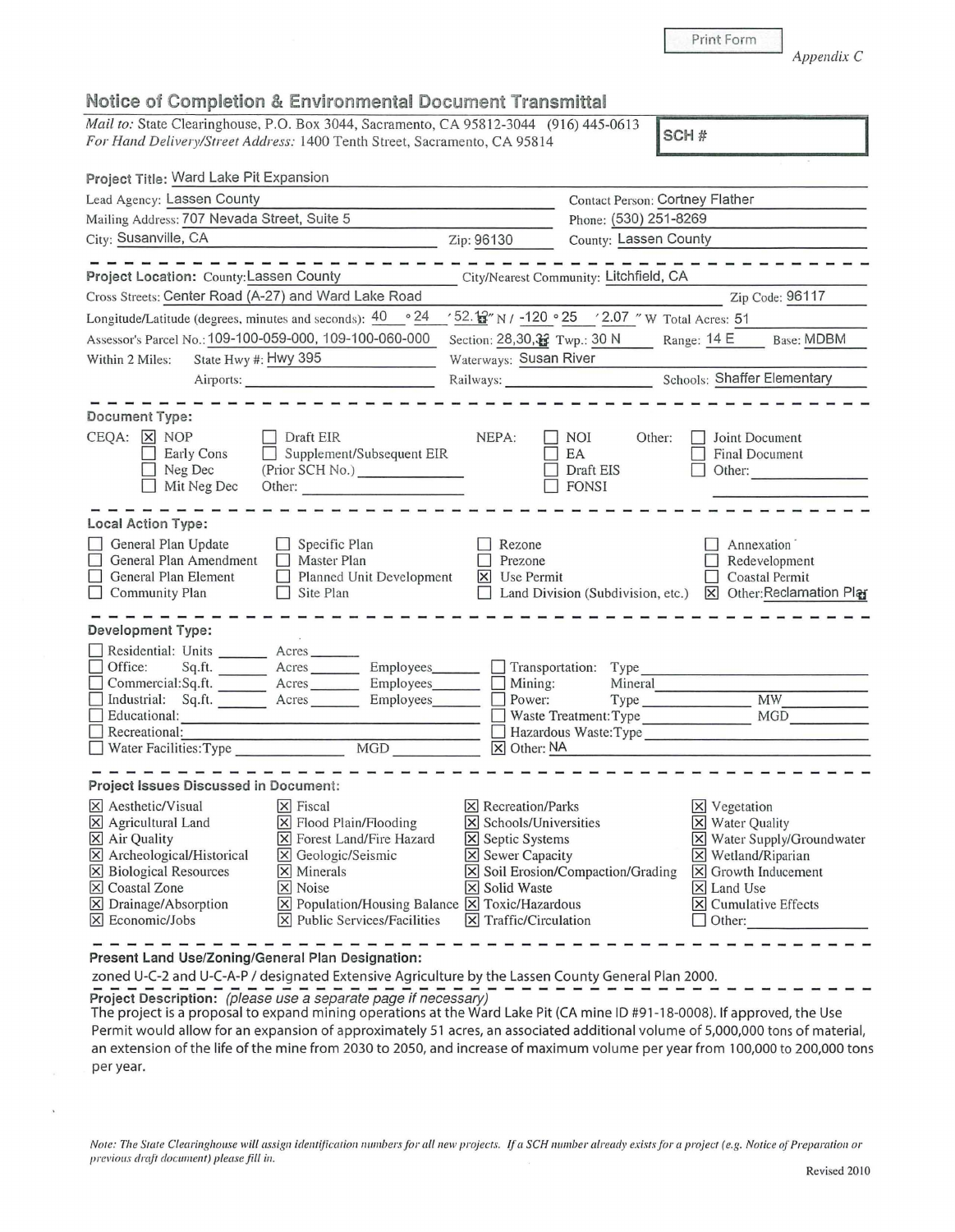Print Form

*Appendix C*

## Notice of Completion & Environmental Document Transmittal

*Mail to:* State Clearinghouse, P.O. Box 3044, Sacramento, CA 95812-3044 (916) 445-0613
*For Hand Delivery/Street Address:* 1400 Tenth Street, Sacramento, CA 95814

**SCH #**

**Project Title:** Ward Lake Pit Expansion

Lead Agency: Lassen County
Contact Person: Cortney Flather

Mailing Address: 707 Nevada Street, Suite 5
Phone: (530) 251-8269

City: Susanville, CA
Zip: 96130
County: Lassen County

---

**Project Location:** County: Lassen County
City/Nearest Community: Litchfield, CA

Cross Streets: Center Road (A-27) and Ward Lake Road
Zip Code: 96117

Longitude/Latitude (degrees, minutes and seconds): 40 ° 24 ′ 52.12 ″ N / -120 ° 25 ′ 2.07 ″ W
Total Acres: 51

Assessor's Parcel No.: 109-100-059-000, 109-100-060-000
Section: 28,30,32
Twp.: 30 N
Range: 14 E
Base: MDBM

Within 2 Miles: State Hwy #: Hwy 395
Waterways: Susan River

Airports:
Railways:
Schools: Shaffer Elementary

---

**Document Type:**

CEQA: [X] NOP [ ] Early Cons [ ] Neg Dec [ ] Mit Neg Dec [ ] Draft EIR [ ] Supplement/Subsequent EIR (Prior SCH No.) Other:

NEPA: [ ] NOI [ ] EA [ ] Draft EIS [ ] FONSI

Other: [ ] Joint Document [ ] Final Document [ ] Other:

---

**Local Action Type:**

- [ ] General Plan Update
- [ ] General Plan Amendment
- [ ] General Plan Element
- [ ] Community Plan
- [ ] Specific Plan
- [ ] Master Plan
- [ ] Planned Unit Development
- [ ] Site Plan
- [ ] Rezone
- [ ] Prezone
- [X] Use Permit
- [ ] Land Division (Subdivision, etc.)
- [ ] Annexation
- [ ] Redevelopment
- [ ] Coastal Permit
- [X] Other: Reclamation Plan

---

**Development Type:**

- [ ] Residential: Units ____ Acres ____
- [ ] Office: Sq.ft. ____ Acres ____ Employees ____
- [ ] Commercial: Sq.ft. ____ Acres ____ Employees ____
- [ ] Industrial: Sq.ft. ____ Acres ____ Employees ____
- [ ] Educational:
- [ ] Recreational:
- [ ] Water Facilities: Type ____ MGD ____
- [ ] Transportation: Type
- [ ] Mining: Mineral
- [ ] Power: Type ____ MW
- [ ] Waste Treatment: Type ____ MGD
- [ ] Hazardous Waste: Type
- [X] Other: NA

---

**Project Issues Discussed in Document:**

- [X] Aesthetic/Visual
- [X] Agricultural Land
- [X] Air Quality
- [X] Archeological/Historical
- [X] Biological Resources
- [X] Coastal Zone
- [X] Drainage/Absorption
- [X] Economic/Jobs
- [X] Fiscal
- [X] Flood Plain/Flooding
- [X] Forest Land/Fire Hazard
- [X] Geologic/Seismic
- [X] Minerals
- [X] Noise
- [X] Population/Housing Balance
- [X] Public Services/Facilities
- [X] Recreation/Parks
- [X] Schools/Universities
- [X] Septic Systems
- [X] Sewer Capacity
- [X] Soil Erosion/Compaction/Grading
- [X] Solid Waste
- [X] Toxic/Hazardous
- [X] Traffic/Circulation
- [X] Vegetation
- [X] Water Quality
- [X] Water Supply/Groundwater
- [X] Wetland/Riparian
- [X] Growth Inducement
- [X] Land Use
- [X] Cumulative Effects
- [ ] Other:

---

**Present Land Use/Zoning/General Plan Designation:**

zoned U-C-2 and U-C-A-P / designated Extensive Agriculture by the Lassen County General Plan 2000.

---

**Project Description:** *(please use a separate page if necessary)*

The project is a proposal to expand mining operations at the Ward Lake Pit (CA mine ID #91-18-0008). If approved, the Use Permit would allow for an expansion of approximately 51 acres, an associated additional volume of 5,000,000 tons of material, an extension of the life of the mine from 2030 to 2050, and increase of maximum volume per year from 100,000 to 200,000 tons per year.

*Note: The State Clearinghouse will assign identification numbers for all new projects. If a SCH number already exists for a project (e.g. Notice of Preparation or previous draft document) please fill in.*

Revised 2010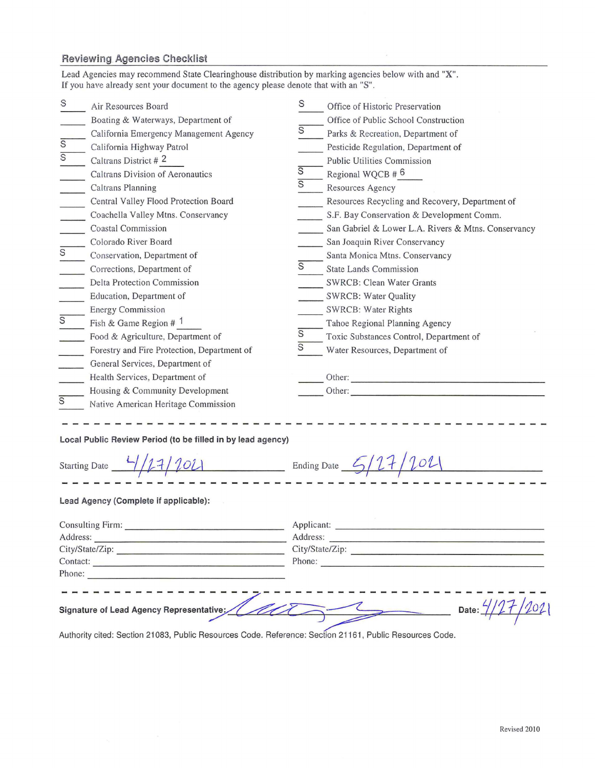## Reviewing Agencies Checklist

Lead Agencies may recommend State Clearinghouse distribution by marking agencies below with and "X".
If you have already sent your document to the agency please denote that with an "S".

- S Air Resources Board
- ___ Boating & Waterways, Department of
- ___ California Emergency Management Agency
- S California Highway Patrol
- S Caltrans District # 2
- ___ Caltrans Division of Aeronautics
- ___ Caltrans Planning
- ___ Central Valley Flood Protection Board
- ___ Coachella Valley Mtns. Conservancy
- ___ Coastal Commission
- ___ Colorado River Board
- S Conservation, Department of
- ___ Corrections, Department of
- ___ Delta Protection Commission
- ___ Education, Department of
- ___ Energy Commission
- S Fish & Game Region # 1
- ___ Food & Agriculture, Department of
- ___ Forestry and Fire Protection, Department of
- ___ General Services, Department of
- ___ Health Services, Department of
- ___ Housing & Community Development
- S Native American Heritage Commission
- S Office of Historic Preservation
- ___ Office of Public School Construction
- S Parks & Recreation, Department of
- ___ Pesticide Regulation, Department of
- ___ Public Utilities Commission
- S Regional WQCB # 6
- S Resources Agency
- ___ Resources Recycling and Recovery, Department of
- ___ S.F. Bay Conservation & Development Comm.
- ___ San Gabriel & Lower L.A. Rivers & Mtns. Conservancy
- ___ San Joaquin River Conservancy
- ___ Santa Monica Mtns. Conservancy
- S State Lands Commission
- ___ SWRCB: Clean Water Grants
- ___ SWRCB: Water Quality
- ___ SWRCB: Water Rights
- ___ Tahoe Regional Planning Agency
- S Toxic Substances Control, Department of
- S Water Resources, Department of
- ___ Other: ___________
- ___ Other: ___________

---

**Local Public Review Period (to be filled in by lead agency)**

Starting Date 4/27/2021 Ending Date 5/27/2021

---

**Lead Agency (Complete if applicable):**

Consulting Firm: ___________
Address: ___________
City/State/Zip: ___________
Contact: ___________
Phone: ___________

Applicant: ___________
Address: ___________
City/State/Zip: ___________
Phone: ___________

---

**Signature of Lead Agency Representative:** [signature] **Date:** 4/27/2021

Authority cited: Section 21083, Public Resources Code. Reference: Section 21161, Public Resources Code.

Revised 2010